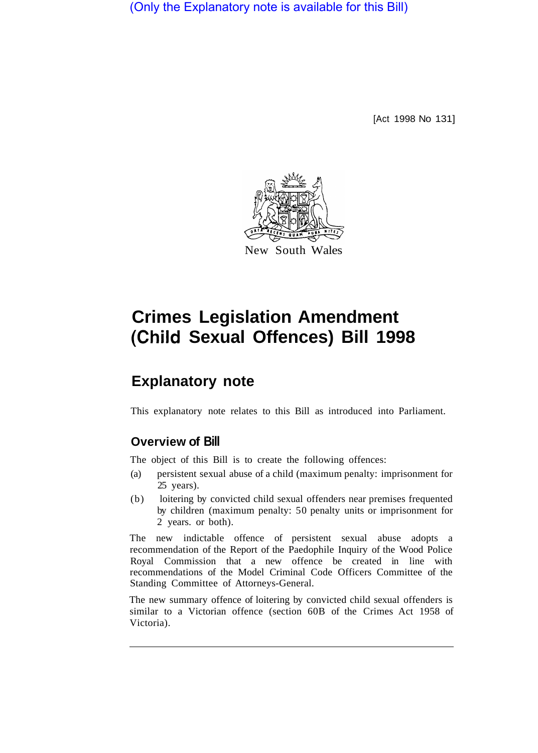(Only the Explanatory note is available for this Bill)

[Act 1998 No 131]

New South Wales

# Crimes Legislation Amendment (Child Sexual Offences) Bill 1998

## Explanatory note

This explanatory note relates to this Bill as introduced into Parliament.

### Overview of Bill

The object of this Bill is to create the following offences:

(a) persistent sexual abuse of a child (maximum penalty: imprisonment for 25 years).

(b) loitering by convicted child sexual offenders near premises frequented by children (maximum penalty: 50 penalty units or imprisonment for 2 years. or both).

The new indictable offence of persistent sexual abuse adopts a recommendation of the Report of the Paedophile Inquiry of the Wood Police Royal Commission that a new offence be created in line with recommendations of the Model Criminal Code Officers Committee of the Standing Committee of Attorneys-General.

The new summary offence of loitering by convicted child sexual offenders is similar to a Victorian offence (section 60B of the Crimes Act 1958 of Victoria).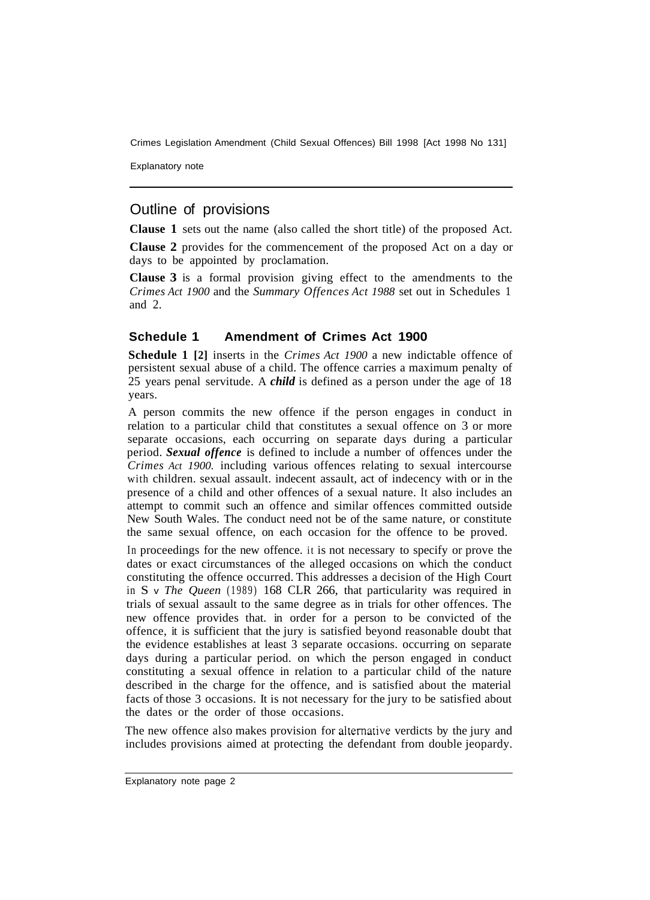## Outline of provisions

**Clause 1** sets out the name (also called the short title) of the proposed Act.

**Clause 2** provides for the commencement of the proposed Act on a day or days to be appointed by proclamation.

**Clause 3** is a formal provision giving effect to the amendments to the *Crimes Act 1900* and the *Summary Offences Act 1988* set out in Schedules 1 and 2.

### Schedule 1 Amendment of Crimes Act 1900

**Schedule 1 [2]** inserts in the *Crimes Act 1900* a new indictable offence of persistent sexual abuse of a child. The offence carries a maximum penalty of 25 years penal servitude. A ***child*** is defined as a person under the age of 18 years.

A person commits the new offence if the person engages in conduct in relation to a particular child that constitutes a sexual offence on 3 or more separate occasions, each occurring on separate days during a particular period. ***Sexual offence*** is defined to include a number of offences under the *Crimes Act 1900.* including various offences relating to sexual intercourse with children. sexual assault. indecent assault, act of indecency with or in the presence of a child and other offences of a sexual nature. It also includes an attempt to commit such an offence and similar offences committed outside New South Wales. The conduct need not be of the same nature, or constitute the same sexual offence, on each occasion for the offence to be proved.

In proceedings for the new offence. it is not necessary to specify or prove the dates or exact circumstances of the alleged occasions on which the conduct constituting the offence occurred. This addresses a decision of the High Court in S v *The Queen* (1989) 168 CLR 266, that particularity was required in trials of sexual assault to the same degree as in trials for other offences. The new offence provides that. in order for a person to be convicted of the offence, it is sufficient that the jury is satisfied beyond reasonable doubt that the evidence establishes at least 3 separate occasions. occurring on separate days during a particular period. on which the person engaged in conduct constituting a sexual offence in relation to a particular child of the nature described in the charge for the offence, and is satisfied about the material facts of those 3 occasions. It is not necessary for the jury to be satisfied about the dates or the order of those occasions.

The new offence also makes provision for alternative verdicts by the jury and includes provisions aimed at protecting the defendant from double jeopardy.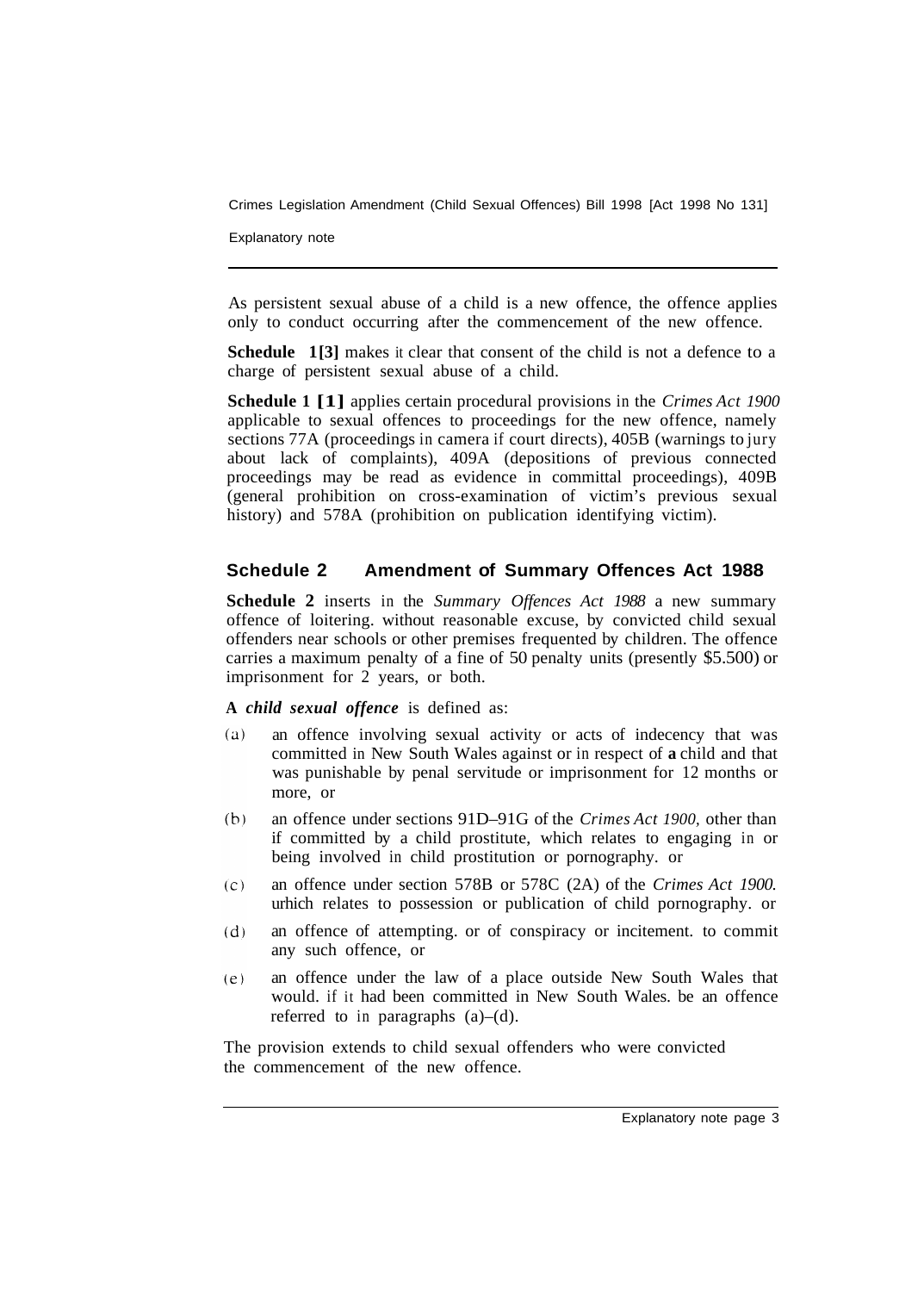As persistent sexual abuse of a child is a new offence, the offence applies only to conduct occurring after the commencement of the new offence.

**Schedule 1[3]** makes it clear that consent of the child is not a defence to a charge of persistent sexual abuse of a child.

**Schedule 1 [1]** applies certain procedural provisions in the *Crimes Act 1900* applicable to sexual offences to proceedings for the new offence, namely sections 77A (proceedings in camera if court directs), 405B (warnings to jury about lack of complaints), 409A (depositions of previous connected proceedings may be read as evidence in committal proceedings), 409B (general prohibition on cross-examination of victim's previous sexual history) and 578A (prohibition on publication identifying victim).

## Schedule 2 Amendment of Summary Offences Act 1988

**Schedule 2** inserts in the *Summary Offences Act 1988* a new summary offence of loitering. without reasonable excuse, by convicted child sexual offenders near schools or other premises frequented by children. The offence carries a maximum penalty of a fine of 50 penalty units (presently $5.500) or imprisonment for 2 years, or both.

**A** ***child sexual offence*** is defined as:

(a) an offence involving sexual activity or acts of indecency that was committed in New South Wales against or in respect of **a** child and that was punishable by penal servitude or imprisonment for 12 months or more, or

(b) an offence under sections 91D–91G of the *Crimes Act 1900,* other than if committed by a child prostitute, which relates to engaging in or being involved in child prostitution or pornography. or

(c) an offence under section 578B or 578C (2A) of the *Crimes Act 1900.* urhich relates to possession or publication of child pornography. or

(d) an offence of attempting. or of conspiracy or incitement. to commit any such offence, or

(e) an offence under the law of a place outside New South Wales that would. if it had been committed in New South Wales. be an offence referred to in paragraphs (a)–(d).

The provision extends to child sexual offenders who were convicted the commencement of the new offence.